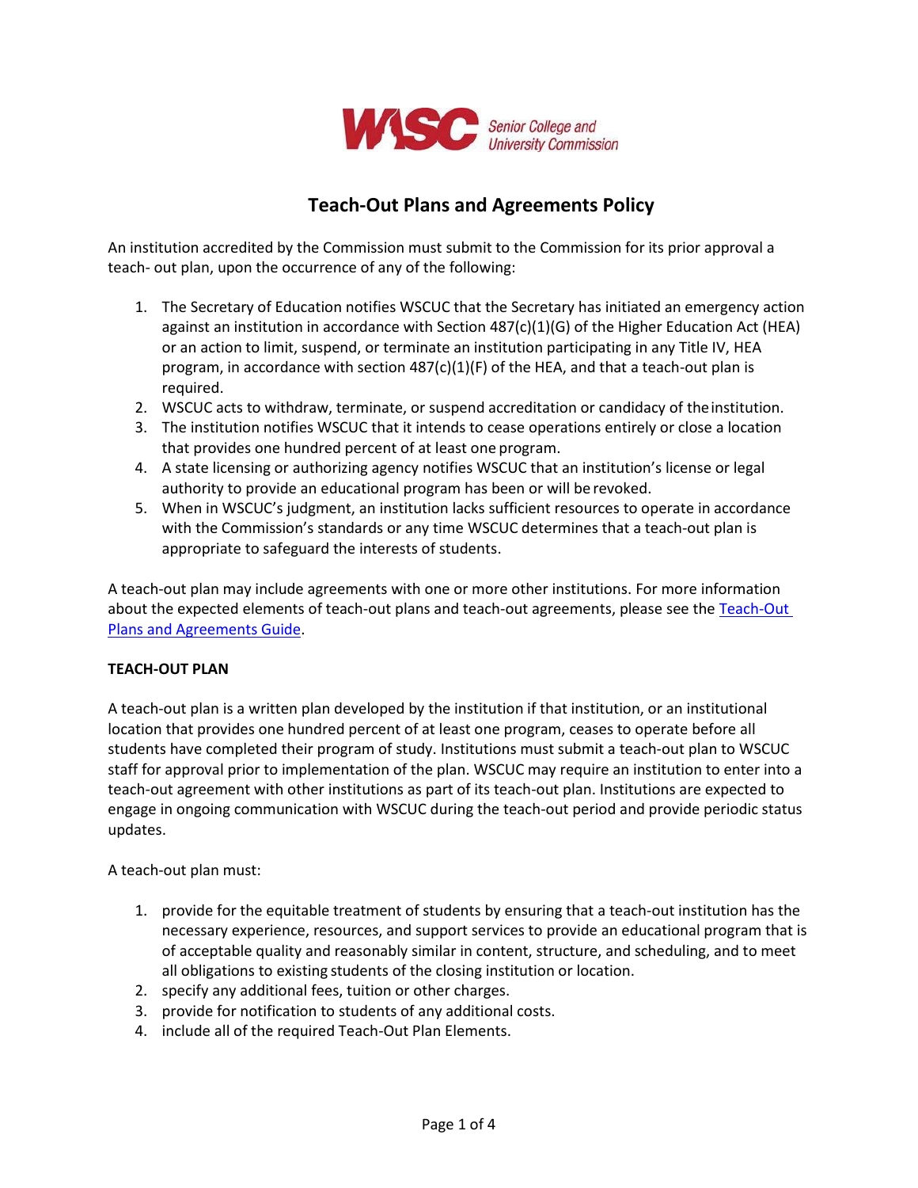# Teach-Out Plans and Agreements Policy

An institution accredited by the Commission must submit to the Commission for its prior approval a teach- out plan, upon the occurrence of any of the following:

1. The Secretary of Education notifies WSCUC that the Secretary has initiated an emergency action against an institution in accordance with Section 487(c)(1)(G) of the Higher Education Act (HEA) or an action to limit, suspend, or terminate an institution participating in any Title IV, HEA program, in accordance with section 487(c)(1)(F) of the HEA, and that a teach-out plan is required.
2. WSCUC acts to withdraw, terminate, or suspend accreditation or candidacy of the institution.
3. The institution notifies WSCUC that it intends to cease operations entirely or close a location that provides one hundred percent of at least one program.
4. A state licensing or authorizing agency notifies WSCUC that an institution's license or legal authority to provide an educational program has been or will be revoked.
5. When in WSCUC's judgment, an institution lacks sufficient resources to operate in accordance with the Commission's standards or any time WSCUC determines that a teach-out plan is appropriate to safeguard the interests of students.

A teach-out plan may include agreements with one or more other institutions. For more information about the expected elements of teach-out plans and teach-out agreements, please see the Teach-Out Plans and Agreements Guide.

**TEACH-OUT PLAN**

A teach-out plan is a written plan developed by the institution if that institution, or an institutional location that provides one hundred percent of at least one program, ceases to operate before all students have completed their program of study. Institutions must submit a teach-out plan to WSCUC staff for approval prior to implementation of the plan. WSCUC may require an institution to enter into a teach-out agreement with other institutions as part of its teach-out plan. Institutions are expected to engage in ongoing communication with WSCUC during the teach-out period and provide periodic status updates.

A teach-out plan must:

1. provide for the equitable treatment of students by ensuring that a teach-out institution has the necessary experience, resources, and support services to provide an educational program that is of acceptable quality and reasonably similar in content, structure, and scheduling, and to meet all obligations to existing students of the closing institution or location.
2. specify any additional fees, tuition or other charges.
3. provide for notification to students of any additional costs.
4. include all of the required Teach-Out Plan Elements.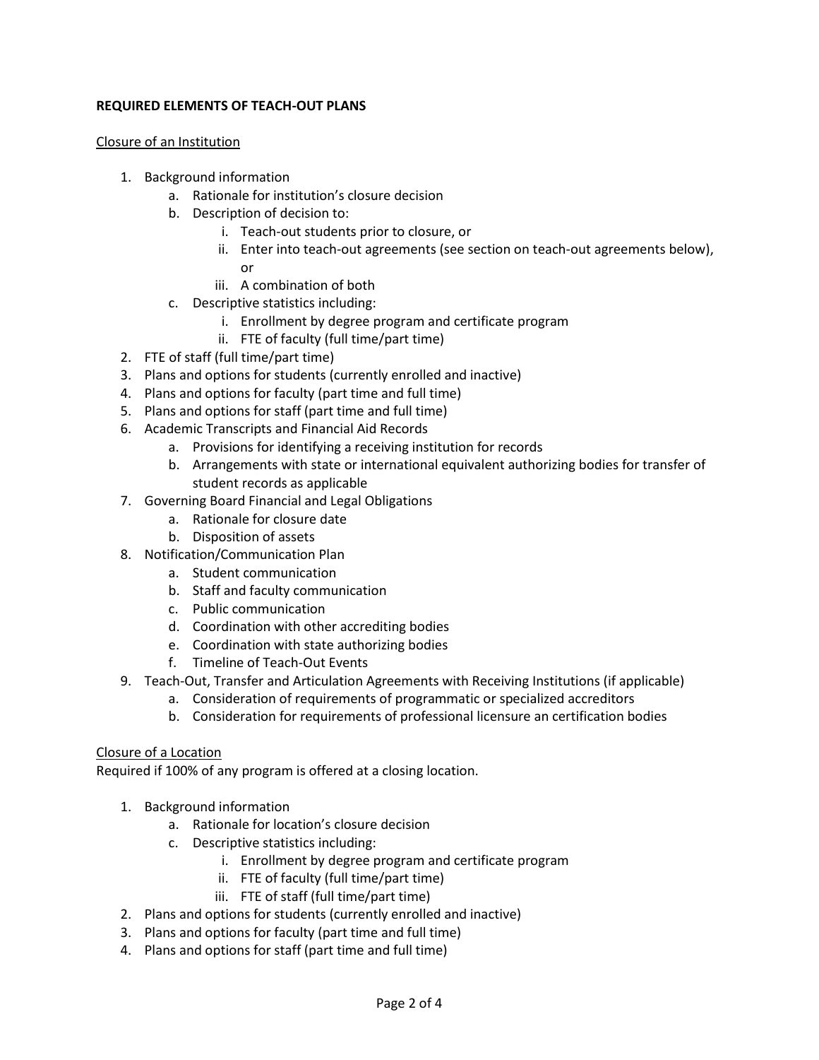**REQUIRED ELEMENTS OF TEACH-OUT PLANS**

<u>Closure of an Institution</u>

1. Background information
    a. Rationale for institution's closure decision
    b. Description of decision to:
        i. Teach-out students prior to closure, or
        ii. Enter into teach-out agreements (see section on teach-out agreements below), or
        iii. A combination of both
    c. Descriptive statistics including:
        i. Enrollment by degree program and certificate program
        ii. FTE of faculty (full time/part time)
2. FTE of staff (full time/part time)
3. Plans and options for students (currently enrolled and inactive)
4. Plans and options for faculty (part time and full time)
5. Plans and options for staff (part time and full time)
6. Academic Transcripts and Financial Aid Records
    a. Provisions for identifying a receiving institution for records
    b. Arrangements with state or international equivalent authorizing bodies for transfer of student records as applicable
7. Governing Board Financial and Legal Obligations
    a. Rationale for closure date
    b. Disposition of assets
8. Notification/Communication Plan
    a. Student communication
    b. Staff and faculty communication
    c. Public communication
    d. Coordination with other accrediting bodies
    e. Coordination with state authorizing bodies
    f. Timeline of Teach-Out Events
9. Teach-Out, Transfer and Articulation Agreements with Receiving Institutions (if applicable)
    a. Consideration of requirements of programmatic or specialized accreditors
    b. Consideration for requirements of professional licensure an certification bodies

<u>Closure of a Location</u>

Required if 100% of any program is offered at a closing location.

1. Background information
    a. Rationale for location's closure decision
    c. Descriptive statistics including:
        i. Enrollment by degree program and certificate program
        ii. FTE of faculty (full time/part time)
        iii. FTE of staff (full time/part time)
2. Plans and options for students (currently enrolled and inactive)
3. Plans and options for faculty (part time and full time)
4. Plans and options for staff (part time and full time)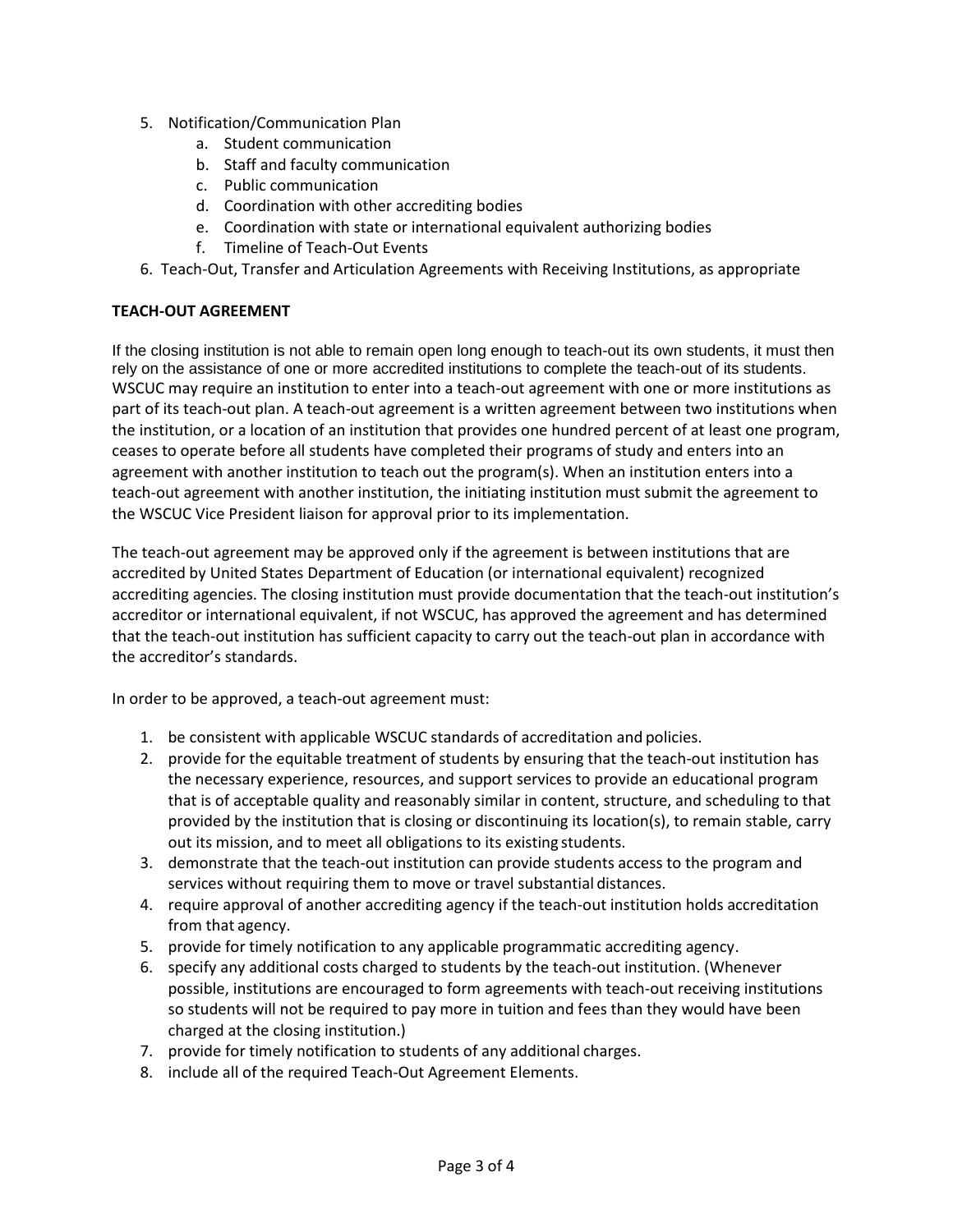5. Notification/Communication Plan
    a. Student communication
    b. Staff and faculty communication
    c. Public communication
    d. Coordination with other accrediting bodies
    e. Coordination with state or international equivalent authorizing bodies
    f. Timeline of Teach-Out Events
6. Teach-Out, Transfer and Articulation Agreements with Receiving Institutions, as appropriate

**TEACH-OUT AGREEMENT**

If the closing institution is not able to remain open long enough to teach-out its own students, it must then rely on the assistance of one or more accredited institutions to complete the teach-out of its students. WSCUC may require an institution to enter into a teach-out agreement with one or more institutions as part of its teach-out plan. A teach-out agreement is a written agreement between two institutions when the institution, or a location of an institution that provides one hundred percent of at least one program, ceases to operate before all students have completed their programs of study and enters into an agreement with another institution to teach out the program(s). When an institution enters into a teach-out agreement with another institution, the initiating institution must submit the agreement to the WSCUC Vice President liaison for approval prior to its implementation.

The teach-out agreement may be approved only if the agreement is between institutions that are accredited by United States Department of Education (or international equivalent) recognized accrediting agencies. The closing institution must provide documentation that the teach-out institution's accreditor or international equivalent, if not WSCUC, has approved the agreement and has determined that the teach-out institution has sufficient capacity to carry out the teach-out plan in accordance with the accreditor's standards.

In order to be approved, a teach-out agreement must:

1. be consistent with applicable WSCUC standards of accreditation and policies.
2. provide for the equitable treatment of students by ensuring that the teach-out institution has the necessary experience, resources, and support services to provide an educational program that is of acceptable quality and reasonably similar in content, structure, and scheduling to that provided by the institution that is closing or discontinuing its location(s), to remain stable, carry out its mission, and to meet all obligations to its existing students.
3. demonstrate that the teach-out institution can provide students access to the program and services without requiring them to move or travel substantial distances.
4. require approval of another accrediting agency if the teach-out institution holds accreditation from that agency.
5. provide for timely notification to any applicable programmatic accrediting agency.
6. specify any additional costs charged to students by the teach-out institution. (Whenever possible, institutions are encouraged to form agreements with teach-out receiving institutions so students will not be required to pay more in tuition and fees than they would have been charged at the closing institution.)
7. provide for timely notification to students of any additional charges.
8. include all of the required Teach-Out Agreement Elements.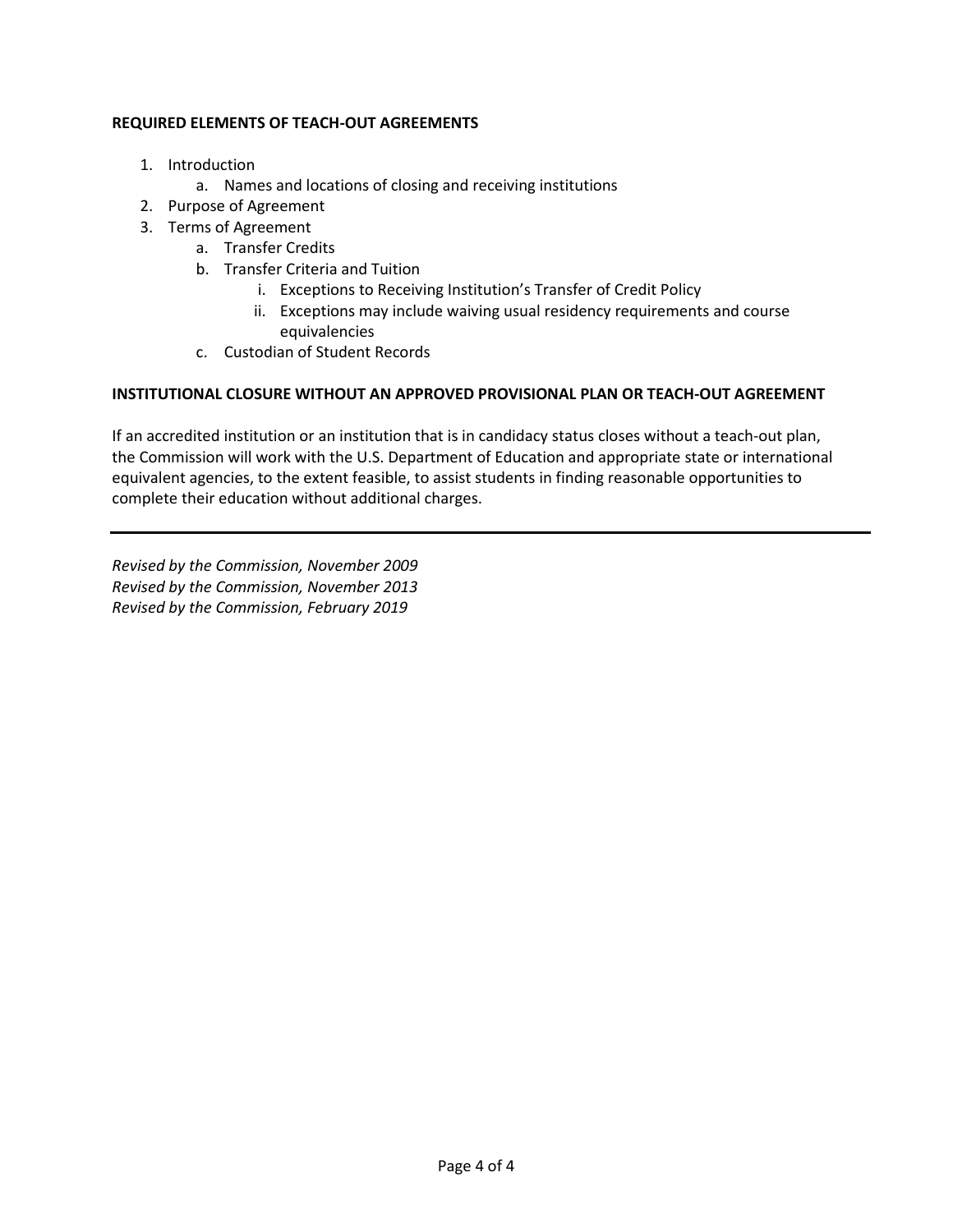**REQUIRED ELEMENTS OF TEACH-OUT AGREEMENTS**

1. Introduction
    a. Names and locations of closing and receiving institutions
2. Purpose of Agreement
3. Terms of Agreement
    a. Transfer Credits
    b. Transfer Criteria and Tuition
        i. Exceptions to Receiving Institution's Transfer of Credit Policy
        ii. Exceptions may include waiving usual residency requirements and course equivalencies
    c. Custodian of Student Records

**INSTITUTIONAL CLOSURE WITHOUT AN APPROVED PROVISIONAL PLAN OR TEACH-OUT AGREEMENT**

If an accredited institution or an institution that is in candidacy status closes without a teach-out plan, the Commission will work with the U.S. Department of Education and appropriate state or international equivalent agencies, to the extent feasible, to assist students in finding reasonable opportunities to complete their education without additional charges.

---

*Revised by the Commission, November 2009*
*Revised by the Commission, November 2013*
*Revised by the Commission, February 2019*